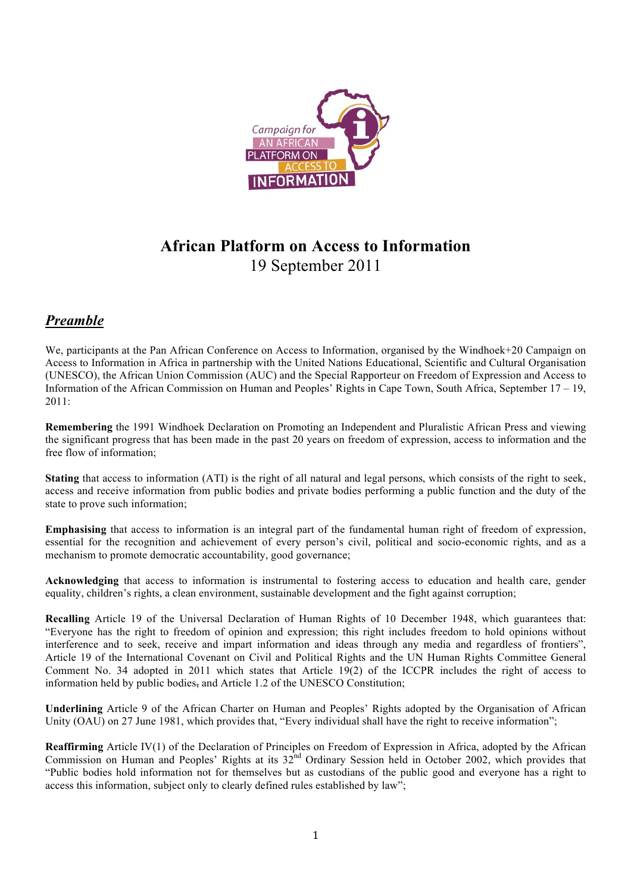# African Platform on Access to Information

19 September 2011

## ***Preamble***

We, participants at the Pan African Conference on Access to Information, organised by the Windhoek+20 Campaign on Access to Information in Africa in partnership with the United Nations Educational, Scientific and Cultural Organisation (UNESCO), the African Union Commission (AUC) and the Special Rapporteur on Freedom of Expression and Access to Information of the African Commission on Human and Peoples' Rights in Cape Town, South Africa, September 17 – 19, 2011:

**Remembering** the 1991 Windhoek Declaration on Promoting an Independent and Pluralistic African Press and viewing the significant progress that has been made in the past 20 years on freedom of expression, access to information and the free flow of information;

**Stating** that access to information (ATI) is the right of all natural and legal persons, which consists of the right to seek, access and receive information from public bodies and private bodies performing a public function and the duty of the state to prove such information;

**Emphasising** that access to information is an integral part of the fundamental human right of freedom of expression, essential for the recognition and achievement of every person's civil, political and socio-economic rights, and as a mechanism to promote democratic accountability, good governance;

**Acknowledging** that access to information is instrumental to fostering access to education and health care, gender equality, children's rights, a clean environment, sustainable development and the fight against corruption;

**Recalling** Article 19 of the Universal Declaration of Human Rights of 10 December 1948, which guarantees that: "Everyone has the right to freedom of opinion and expression; this right includes freedom to hold opinions without interference and to seek, receive and impart information and ideas through any media and regardless of frontiers", Article 19 of the International Covenant on Civil and Political Rights and the UN Human Rights Committee General Comment No. 34 adopted in 2011 which states that Article 19(2) of the ICCPR includes the right of access to information held by public bodies, and Article 1.2 of the UNESCO Constitution;

**Underlining** Article 9 of the African Charter on Human and Peoples' Rights adopted by the Organisation of African Unity (OAU) on 27 June 1981, which provides that, "Every individual shall have the right to receive information";

**Reaffirming** Article IV(1) of the Declaration of Principles on Freedom of Expression in Africa, adopted by the African Commission on Human and Peoples' Rights at its 32nd Ordinary Session held in October 2002, which provides that "Public bodies hold information not for themselves but as custodians of the public good and everyone has a right to access this information, subject only to clearly defined rules established by law";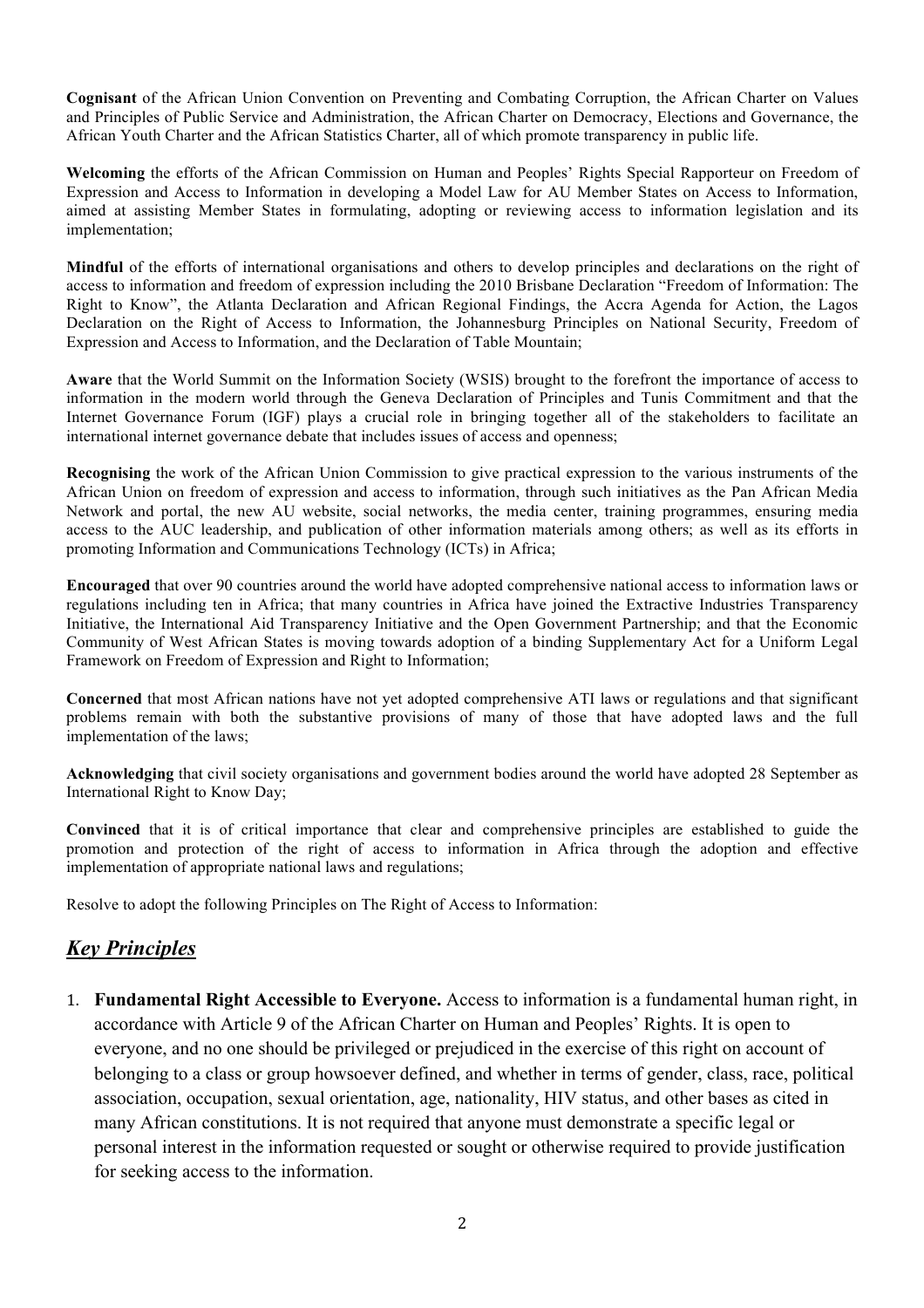**Cognisant** of the African Union Convention on Preventing and Combating Corruption, the African Charter on Values and Principles of Public Service and Administration, the African Charter on Democracy, Elections and Governance, the African Youth Charter and the African Statistics Charter, all of which promote transparency in public life.

**Welcoming** the efforts of the African Commission on Human and Peoples' Rights Special Rapporteur on Freedom of Expression and Access to Information in developing a Model Law for AU Member States on Access to Information, aimed at assisting Member States in formulating, adopting or reviewing access to information legislation and its implementation;

**Mindful** of the efforts of international organisations and others to develop principles and declarations on the right of access to information and freedom of expression including the 2010 Brisbane Declaration "Freedom of Information: The Right to Know", the Atlanta Declaration and African Regional Findings, the Accra Agenda for Action, the Lagos Declaration on the Right of Access to Information, the Johannesburg Principles on National Security, Freedom of Expression and Access to Information, and the Declaration of Table Mountain;

**Aware** that the World Summit on the Information Society (WSIS) brought to the forefront the importance of access to information in the modern world through the Geneva Declaration of Principles and Tunis Commitment and that the Internet Governance Forum (IGF) plays a crucial role in bringing together all of the stakeholders to facilitate an international internet governance debate that includes issues of access and openness;

**Recognising** the work of the African Union Commission to give practical expression to the various instruments of the African Union on freedom of expression and access to information, through such initiatives as the Pan African Media Network and portal, the new AU website, social networks, the media center, training programmes, ensuring media access to the AUC leadership, and publication of other information materials among others; as well as its efforts in promoting Information and Communications Technology (ICTs) in Africa;

**Encouraged** that over 90 countries around the world have adopted comprehensive national access to information laws or regulations including ten in Africa; that many countries in Africa have joined the Extractive Industries Transparency Initiative, the International Aid Transparency Initiative and the Open Government Partnership; and that the Economic Community of West African States is moving towards adoption of a binding Supplementary Act for a Uniform Legal Framework on Freedom of Expression and Right to Information;

**Concerned** that most African nations have not yet adopted comprehensive ATI laws or regulations and that significant problems remain with both the substantive provisions of many of those that have adopted laws and the full implementation of the laws;

**Acknowledging** that civil society organisations and government bodies around the world have adopted 28 September as International Right to Know Day;

**Convinced** that it is of critical importance that clear and comprehensive principles are established to guide the promotion and protection of the right of access to information in Africa through the adoption and effective implementation of appropriate national laws and regulations;

Resolve to adopt the following Principles on The Right of Access to Information:

## ***Key Principles***

1. **Fundamental Right Accessible to Everyone.** Access to information is a fundamental human right, in accordance with Article 9 of the African Charter on Human and Peoples' Rights. It is open to everyone, and no one should be privileged or prejudiced in the exercise of this right on account of belonging to a class or group howsoever defined, and whether in terms of gender, class, race, political association, occupation, sexual orientation, age, nationality, HIV status, and other bases as cited in many African constitutions. It is not required that anyone must demonstrate a specific legal or personal interest in the information requested or sought or otherwise required to provide justification for seeking access to the information.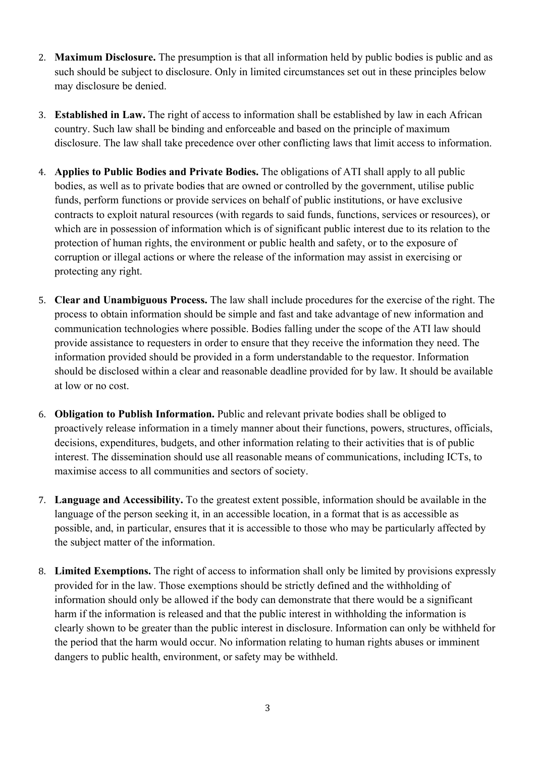2. **Maximum Disclosure.** The presumption is that all information held by public bodies is public and as such should be subject to disclosure. Only in limited circumstances set out in these principles below may disclosure be denied.

3. **Established in Law.** The right of access to information shall be established by law in each African country. Such law shall be binding and enforceable and based on the principle of maximum disclosure. The law shall take precedence over other conflicting laws that limit access to information.

4. **Applies to Public Bodies and Private Bodies.** The obligations of ATI shall apply to all public bodies, as well as to private bodies that are owned or controlled by the government, utilise public funds, perform functions or provide services on behalf of public institutions, or have exclusive contracts to exploit natural resources (with regards to said funds, functions, services or resources), or which are in possession of information which is of significant public interest due to its relation to the protection of human rights, the environment or public health and safety, or to the exposure of corruption or illegal actions or where the release of the information may assist in exercising or protecting any right.

5. **Clear and Unambiguous Process.** The law shall include procedures for the exercise of the right. The process to obtain information should be simple and fast and take advantage of new information and communication technologies where possible. Bodies falling under the scope of the ATI law should provide assistance to requesters in order to ensure that they receive the information they need. The information provided should be provided in a form understandable to the requestor. Information should be disclosed within a clear and reasonable deadline provided for by law. It should be available at low or no cost.

6. **Obligation to Publish Information.** Public and relevant private bodies shall be obliged to proactively release information in a timely manner about their functions, powers, structures, officials, decisions, expenditures, budgets, and other information relating to their activities that is of public interest. The dissemination should use all reasonable means of communications, including ICTs, to maximise access to all communities and sectors of society.

7. **Language and Accessibility.** To the greatest extent possible, information should be available in the language of the person seeking it, in an accessible location, in a format that is as accessible as possible, and, in particular, ensures that it is accessible to those who may be particularly affected by the subject matter of the information.

8. **Limited Exemptions.** The right of access to information shall only be limited by provisions expressly provided for in the law. Those exemptions should be strictly defined and the withholding of information should only be allowed if the body can demonstrate that there would be a significant harm if the information is released and that the public interest in withholding the information is clearly shown to be greater than the public interest in disclosure. Information can only be withheld for the period that the harm would occur. No information relating to human rights abuses or imminent dangers to public health, environment, or safety may be withheld.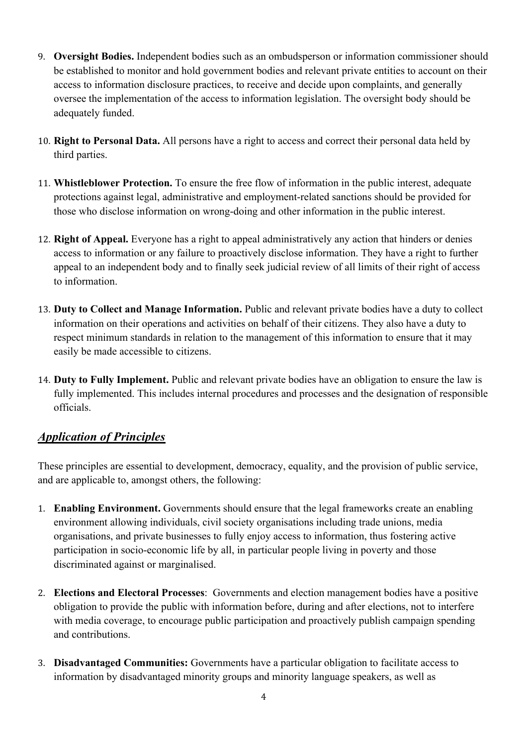9. **Oversight Bodies.** Independent bodies such as an ombudsperson or information commissioner should be established to monitor and hold government bodies and relevant private entities to account on their access to information disclosure practices, to receive and decide upon complaints, and generally oversee the implementation of the access to information legislation. The oversight body should be adequately funded.

10. **Right to Personal Data.** All persons have a right to access and correct their personal data held by third parties.

11. **Whistleblower Protection.** To ensure the free flow of information in the public interest, adequate protections against legal, administrative and employment-related sanctions should be provided for those who disclose information on wrong-doing and other information in the public interest.

12. **Right of Appeal.** Everyone has a right to appeal administratively any action that hinders or denies access to information or any failure to proactively disclose information. They have a right to further appeal to an independent body and to finally seek judicial review of all limits of their right of access to information.

13. **Duty to Collect and Manage Information.** Public and relevant private bodies have a duty to collect information on their operations and activities on behalf of their citizens. They also have a duty to respect minimum standards in relation to the management of this information to ensure that it may easily be made accessible to citizens.

14. **Duty to Fully Implement.** Public and relevant private bodies have an obligation to ensure the law is fully implemented. This includes internal procedures and processes and the designation of responsible officials.

## ***Application of Principles***

These principles are essential to development, democracy, equality, and the provision of public service, and are applicable to, amongst others, the following:

1. **Enabling Environment.** Governments should ensure that the legal frameworks create an enabling environment allowing individuals, civil society organisations including trade unions, media organisations, and private businesses to fully enjoy access to information, thus fostering active participation in socio-economic life by all, in particular people living in poverty and those discriminated against or marginalised.

2. **Elections and Electoral Processes**: Governments and election management bodies have a positive obligation to provide the public with information before, during and after elections, not to interfere with media coverage, to encourage public participation and proactively publish campaign spending and contributions.

3. **Disadvantaged Communities:** Governments have a particular obligation to facilitate access to information by disadvantaged minority groups and minority language speakers, as well as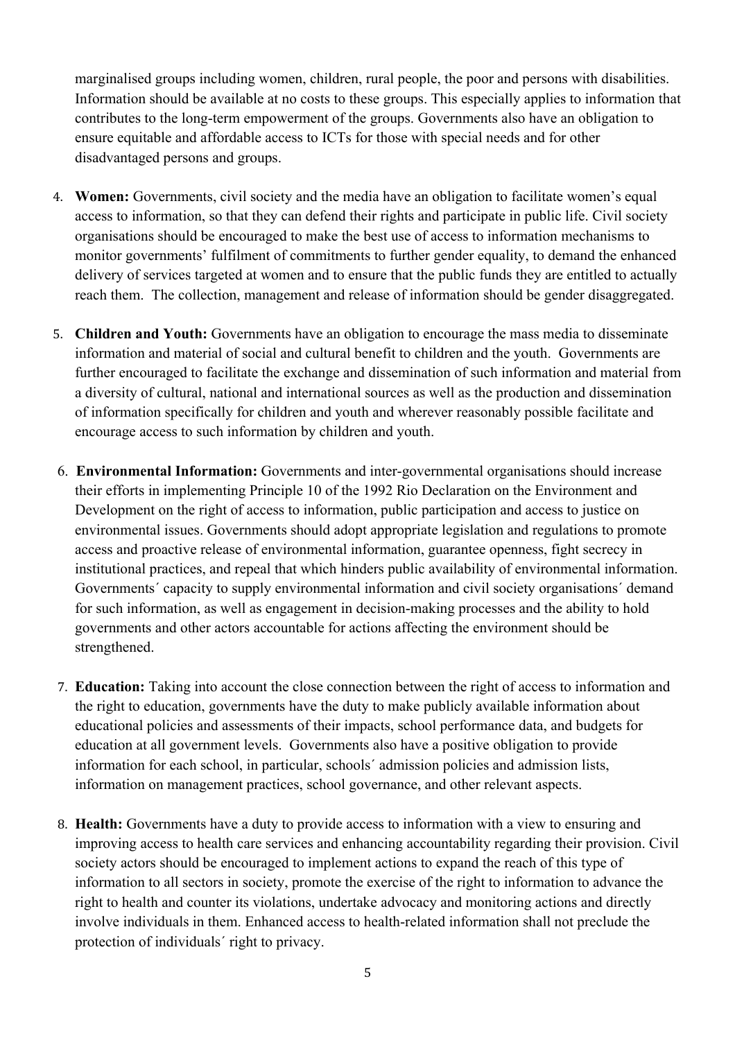marginalised groups including women, children, rural people, the poor and persons with disabilities. Information should be available at no costs to these groups. This especially applies to information that contributes to the long-term empowerment of the groups. Governments also have an obligation to ensure equitable and affordable access to ICTs for those with special needs and for other disadvantaged persons and groups.

4. **Women:** Governments, civil society and the media have an obligation to facilitate women's equal access to information, so that they can defend their rights and participate in public life. Civil society organisations should be encouraged to make the best use of access to information mechanisms to monitor governments' fulfilment of commitments to further gender equality, to demand the enhanced delivery of services targeted at women and to ensure that the public funds they are entitled to actually reach them. The collection, management and release of information should be gender disaggregated.

5. **Children and Youth:** Governments have an obligation to encourage the mass media to disseminate information and material of social and cultural benefit to children and the youth. Governments are further encouraged to facilitate the exchange and dissemination of such information and material from a diversity of cultural, national and international sources as well as the production and dissemination of information specifically for children and youth and wherever reasonably possible facilitate and encourage access to such information by children and youth.

6. **Environmental Information:** Governments and inter-governmental organisations should increase their efforts in implementing Principle 10 of the 1992 Rio Declaration on the Environment and Development on the right of access to information, public participation and access to justice on environmental issues. Governments should adopt appropriate legislation and regulations to promote access and proactive release of environmental information, guarantee openness, fight secrecy in institutional practices, and repeal that which hinders public availability of environmental information. Governments´ capacity to supply environmental information and civil society organisations´ demand for such information, as well as engagement in decision-making processes and the ability to hold governments and other actors accountable for actions affecting the environment should be strengthened.

7. **Education:** Taking into account the close connection between the right of access to information and the right to education, governments have the duty to make publicly available information about educational policies and assessments of their impacts, school performance data, and budgets for education at all government levels. Governments also have a positive obligation to provide information for each school, in particular, schools´ admission policies and admission lists, information on management practices, school governance, and other relevant aspects.

8. **Health:** Governments have a duty to provide access to information with a view to ensuring and improving access to health care services and enhancing accountability regarding their provision. Civil society actors should be encouraged to implement actions to expand the reach of this type of information to all sectors in society, promote the exercise of the right to information to advance the right to health and counter its violations, undertake advocacy and monitoring actions and directly involve individuals in them. Enhanced access to health-related information shall not preclude the protection of individuals´ right to privacy.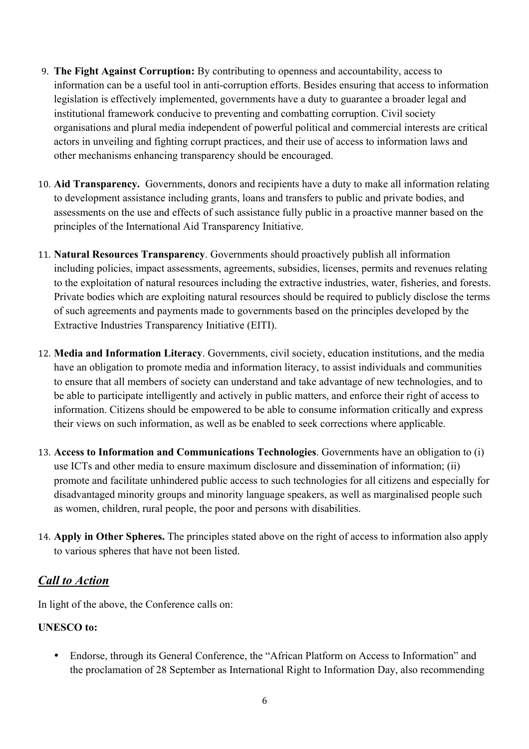9. **The Fight Against Corruption:** By contributing to openness and accountability, access to information can be a useful tool in anti-corruption efforts. Besides ensuring that access to information legislation is effectively implemented, governments have a duty to guarantee a broader legal and institutional framework conducive to preventing and combatting corruption. Civil society organisations and plural media independent of powerful political and commercial interests are critical actors in unveiling and fighting corrupt practices, and their use of access to information laws and other mechanisms enhancing transparency should be encouraged.

10. **Aid Transparency.** Governments, donors and recipients have a duty to make all information relating to development assistance including grants, loans and transfers to public and private bodies, and assessments on the use and effects of such assistance fully public in a proactive manner based on the principles of the International Aid Transparency Initiative.

11. **Natural Resources Transparency**. Governments should proactively publish all information including policies, impact assessments, agreements, subsidies, licenses, permits and revenues relating to the exploitation of natural resources including the extractive industries, water, fisheries, and forests. Private bodies which are exploiting natural resources should be required to publicly disclose the terms of such agreements and payments made to governments based on the principles developed by the Extractive Industries Transparency Initiative (EITI).

12. **Media and Information Literacy**. Governments, civil society, education institutions, and the media have an obligation to promote media and information literacy, to assist individuals and communities to ensure that all members of society can understand and take advantage of new technologies, and to be able to participate intelligently and actively in public matters, and enforce their right of access to information. Citizens should be empowered to be able to consume information critically and express their views on such information, as well as be enabled to seek corrections where applicable.

13. **Access to Information and Communications Technologies**. Governments have an obligation to (i) use ICTs and other media to ensure maximum disclosure and dissemination of information; (ii) promote and facilitate unhindered public access to such technologies for all citizens and especially for disadvantaged minority groups and minority language speakers, as well as marginalised people such as women, children, rural people, the poor and persons with disabilities.

14. **Apply in Other Spheres.** The principles stated above on the right of access to information also apply to various spheres that have not been listed.

## ***Call to Action***

In light of the above, the Conference calls on:

**UNESCO to:**

- Endorse, through its General Conference, the "African Platform on Access to Information" and the proclamation of 28 September as International Right to Information Day, also recommending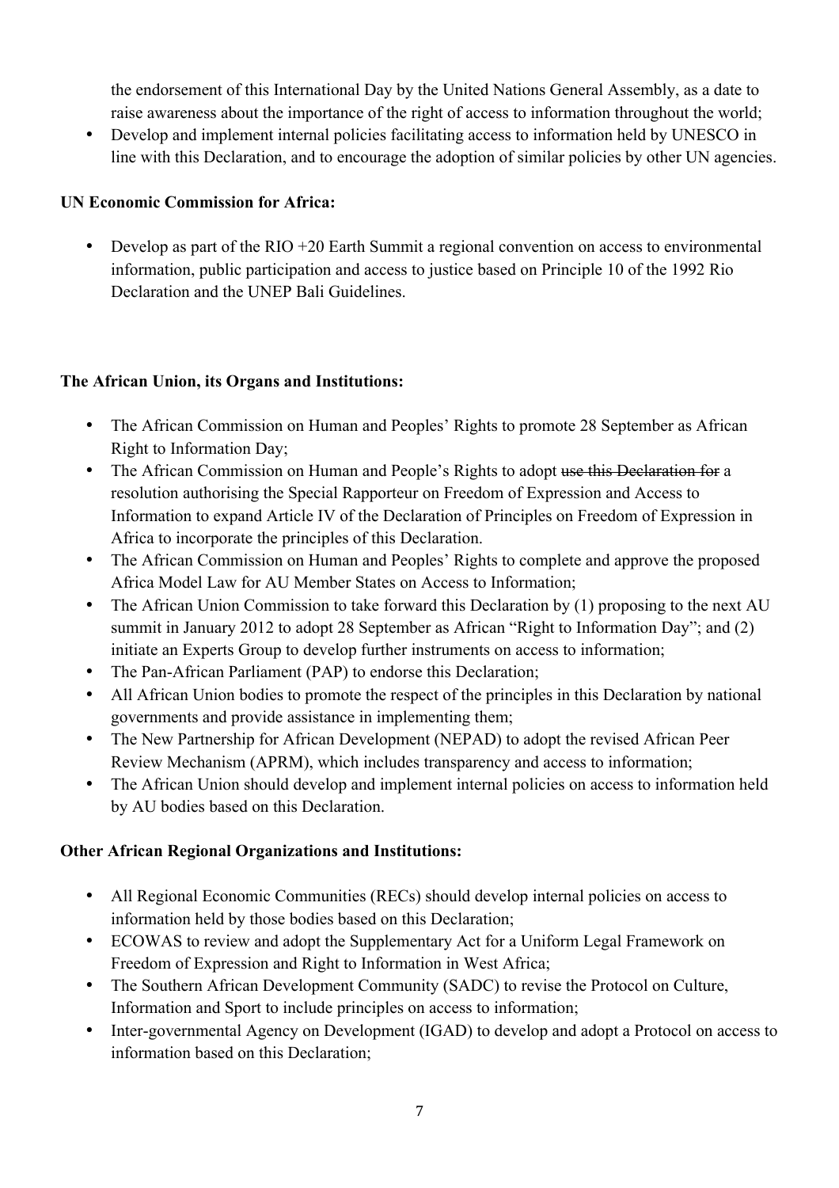the endorsement of this International Day by the United Nations General Assembly, as a date to raise awareness about the importance of the right of access to information throughout the world;

- Develop and implement internal policies facilitating access to information held by UNESCO in line with this Declaration, and to encourage the adoption of similar policies by other UN agencies.

**UN Economic Commission for Africa:**

- Develop as part of the RIO +20 Earth Summit a regional convention on access to environmental information, public participation and access to justice based on Principle 10 of the 1992 Rio Declaration and the UNEP Bali Guidelines.

**The African Union, its Organs and Institutions:**

- The African Commission on Human and Peoples' Rights to promote 28 September as African Right to Information Day;
- The African Commission on Human and People's Rights to adopt ~~use this Declaration for~~ a resolution authorising the Special Rapporteur on Freedom of Expression and Access to Information to expand Article IV of the Declaration of Principles on Freedom of Expression in Africa to incorporate the principles of this Declaration.
- The African Commission on Human and Peoples' Rights to complete and approve the proposed Africa Model Law for AU Member States on Access to Information;
- The African Union Commission to take forward this Declaration by (1) proposing to the next AU summit in January 2012 to adopt 28 September as African "Right to Information Day"; and (2) initiate an Experts Group to develop further instruments on access to information;
- The Pan-African Parliament (PAP) to endorse this Declaration;
- All African Union bodies to promote the respect of the principles in this Declaration by national governments and provide assistance in implementing them;
- The New Partnership for African Development (NEPAD) to adopt the revised African Peer Review Mechanism (APRM), which includes transparency and access to information;
- The African Union should develop and implement internal policies on access to information held by AU bodies based on this Declaration.

**Other African Regional Organizations and Institutions:**

- All Regional Economic Communities (RECs) should develop internal policies on access to information held by those bodies based on this Declaration;
- ECOWAS to review and adopt the Supplementary Act for a Uniform Legal Framework on Freedom of Expression and Right to Information in West Africa;
- The Southern African Development Community (SADC) to revise the Protocol on Culture, Information and Sport to include principles on access to information;
- Inter-governmental Agency on Development (IGAD) to develop and adopt a Protocol on access to information based on this Declaration;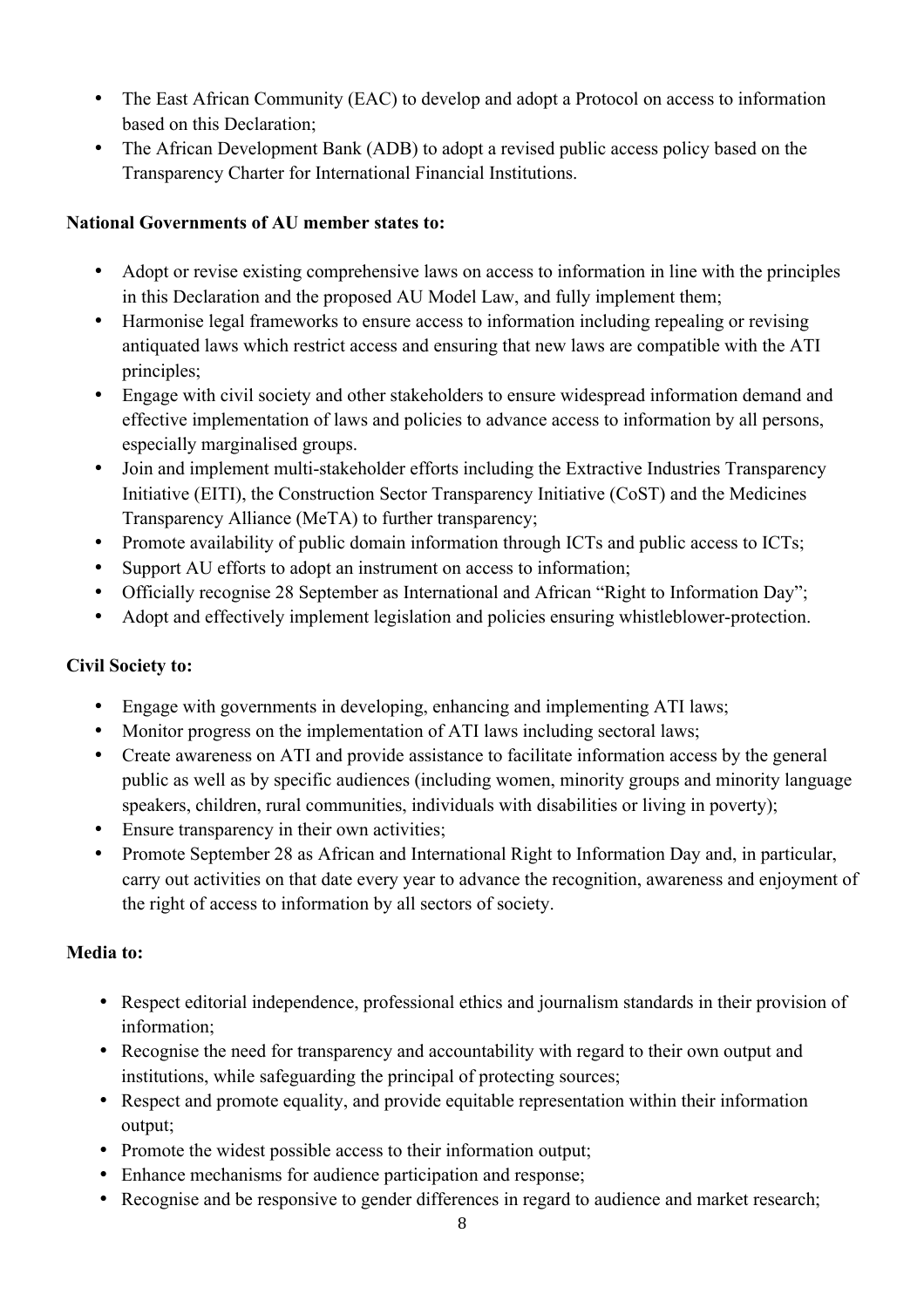- The East African Community (EAC) to develop and adopt a Protocol on access to information based on this Declaration;
- The African Development Bank (ADB) to adopt a revised public access policy based on the Transparency Charter for International Financial Institutions.

**National Governments of AU member states to:**

- Adopt or revise existing comprehensive laws on access to information in line with the principles in this Declaration and the proposed AU Model Law, and fully implement them;
- Harmonise legal frameworks to ensure access to information including repealing or revising antiquated laws which restrict access and ensuring that new laws are compatible with the ATI principles;
- Engage with civil society and other stakeholders to ensure widespread information demand and effective implementation of laws and policies to advance access to information by all persons, especially marginalised groups.
- Join and implement multi-stakeholder efforts including the Extractive Industries Transparency Initiative (EITI), the Construction Sector Transparency Initiative (CoST) and the Medicines Transparency Alliance (MeTA) to further transparency;
- Promote availability of public domain information through ICTs and public access to ICTs;
- Support AU efforts to adopt an instrument on access to information;
- Officially recognise 28 September as International and African "Right to Information Day";
- Adopt and effectively implement legislation and policies ensuring whistleblower-protection.

**Civil Society to:**

- Engage with governments in developing, enhancing and implementing ATI laws;
- Monitor progress on the implementation of ATI laws including sectoral laws;
- Create awareness on ATI and provide assistance to facilitate information access by the general public as well as by specific audiences (including women, minority groups and minority language speakers, children, rural communities, individuals with disabilities or living in poverty);
- Ensure transparency in their own activities;
- Promote September 28 as African and International Right to Information Day and, in particular, carry out activities on that date every year to advance the recognition, awareness and enjoyment of the right of access to information by all sectors of society.

**Media to:**

- Respect editorial independence, professional ethics and journalism standards in their provision of information;
- Recognise the need for transparency and accountability with regard to their own output and institutions, while safeguarding the principal of protecting sources;
- Respect and promote equality, and provide equitable representation within their information output;
- Promote the widest possible access to their information output;
- Enhance mechanisms for audience participation and response;
- Recognise and be responsive to gender differences in regard to audience and market research;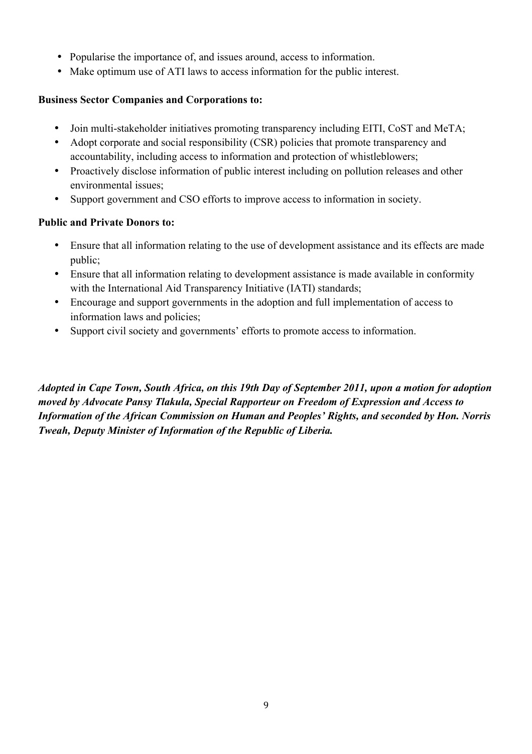- Popularise the importance of, and issues around, access to information.
- Make optimum use of ATI laws to access information for the public interest.

**Business Sector Companies and Corporations to:**

- Join multi-stakeholder initiatives promoting transparency including EITI, CoST and MeTA;
- Adopt corporate and social responsibility (CSR) policies that promote transparency and accountability, including access to information and protection of whistleblowers;
- Proactively disclose information of public interest including on pollution releases and other environmental issues;
- Support government and CSO efforts to improve access to information in society.

**Public and Private Donors to:**

- Ensure that all information relating to the use of development assistance and its effects are made public;
- Ensure that all information relating to development assistance is made available in conformity with the International Aid Transparency Initiative (IATI) standards;
- Encourage and support governments in the adoption and full implementation of access to information laws and policies;
- Support civil society and governments' efforts to promote access to information.

***Adopted in Cape Town, South Africa, on this 19th Day of September 2011, upon a motion for adoption moved by Advocate Pansy Tlakula, Special Rapporteur on Freedom of Expression and Access to Information of the African Commission on Human and Peoples' Rights, and seconded by Hon. Norris Tweah, Deputy Minister of Information of the Republic of Liberia.***